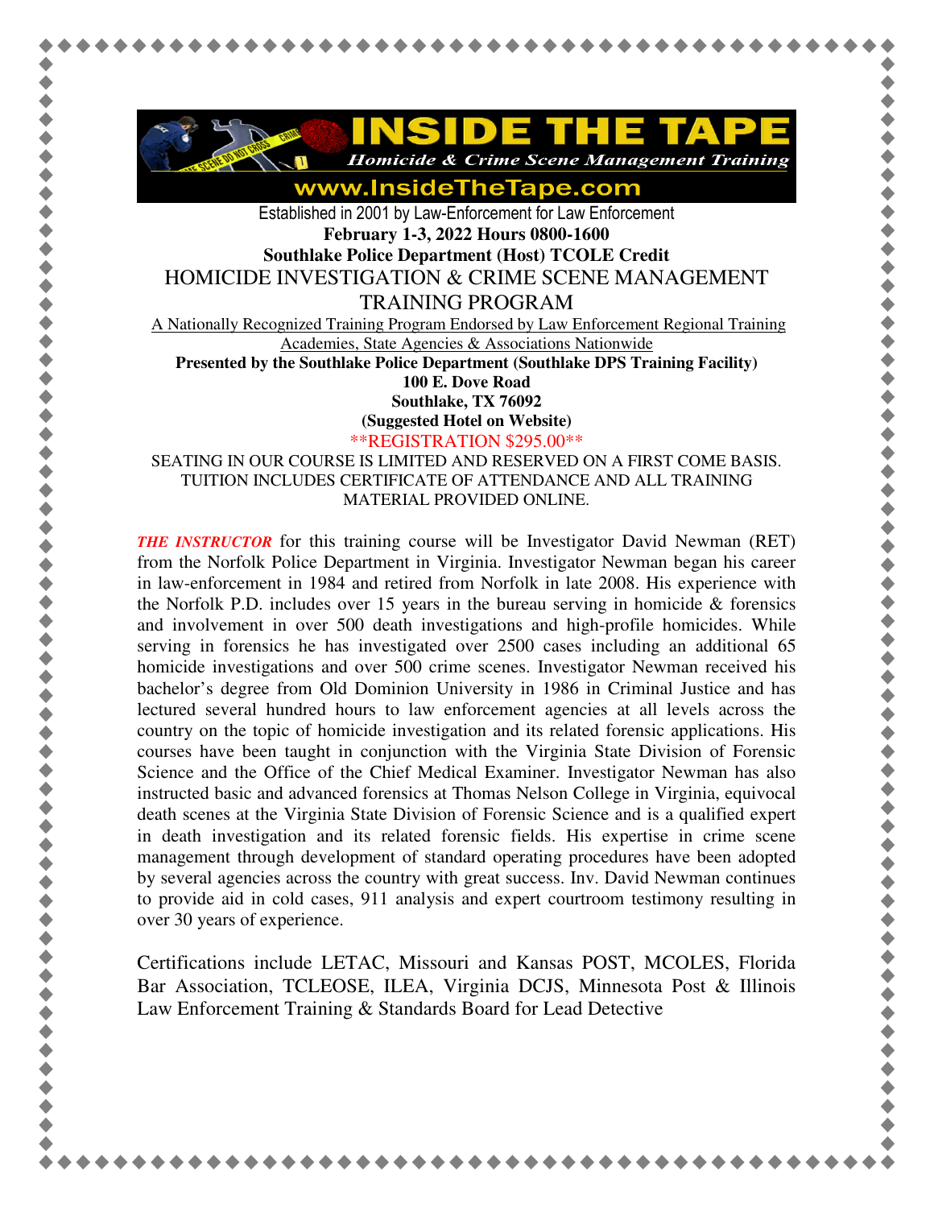# INSIDE THE TAPE

*Homicide & Crime Scene Management Training*

www.InsideTheTape.com

Established in 2001 by Law-Enforcement for Law Enforcement

**February 1-3, 2022 Hours 0800-1600**

**Southlake Police Department (Host) TCOLE Credit**

## HOMICIDE INVESTIGATION & CRIME SCENE MANAGEMENT TRAINING PROGRAM

A Nationally Recognized Training Program Endorsed by Law Enforcement Regional Training Academies, State Agencies & Associations Nationwide

**Presented by the Southlake Police Department (Southlake DPS Training Facility)**
**100 E. Dove Road**
**Southlake, TX 76092**
**(Suggested Hotel on Website)**

**REGISTRATION $295.00**

SEATING IN OUR COURSE IS LIMITED AND RESERVED ON A FIRST COME BASIS. TUITION INCLUDES CERTIFICATE OF ATTENDANCE AND ALL TRAINING MATERIAL PROVIDED ONLINE.

***THE INSTRUCTOR*** for this training course will be Investigator David Newman (RET) from the Norfolk Police Department in Virginia. Investigator Newman began his career in law-enforcement in 1984 and retired from Norfolk in late 2008. His experience with the Norfolk P.D. includes over 15 years in the bureau serving in homicide & forensics and involvement in over 500 death investigations and high-profile homicides. While serving in forensics he has investigated over 2500 cases including an additional 65 homicide investigations and over 500 crime scenes. Investigator Newman received his bachelor's degree from Old Dominion University in 1986 in Criminal Justice and has lectured several hundred hours to law enforcement agencies at all levels across the country on the topic of homicide investigation and its related forensic applications. His courses have been taught in conjunction with the Virginia State Division of Forensic Science and the Office of the Chief Medical Examiner. Investigator Newman has also instructed basic and advanced forensics at Thomas Nelson College in Virginia, equivocal death scenes at the Virginia State Division of Forensic Science and is a qualified expert in death investigation and its related forensic fields. His expertise in crime scene management through development of standard operating procedures have been adopted by several agencies across the country with great success. Inv. David Newman continues to provide aid in cold cases, 911 analysis and expert courtroom testimony resulting in over 30 years of experience.

Certifications include LETAC, Missouri and Kansas POST, MCOLES, Florida Bar Association, TCLEOSE, ILEA, Virginia DCJS, Minnesota Post & Illinois Law Enforcement Training & Standards Board for Lead Detective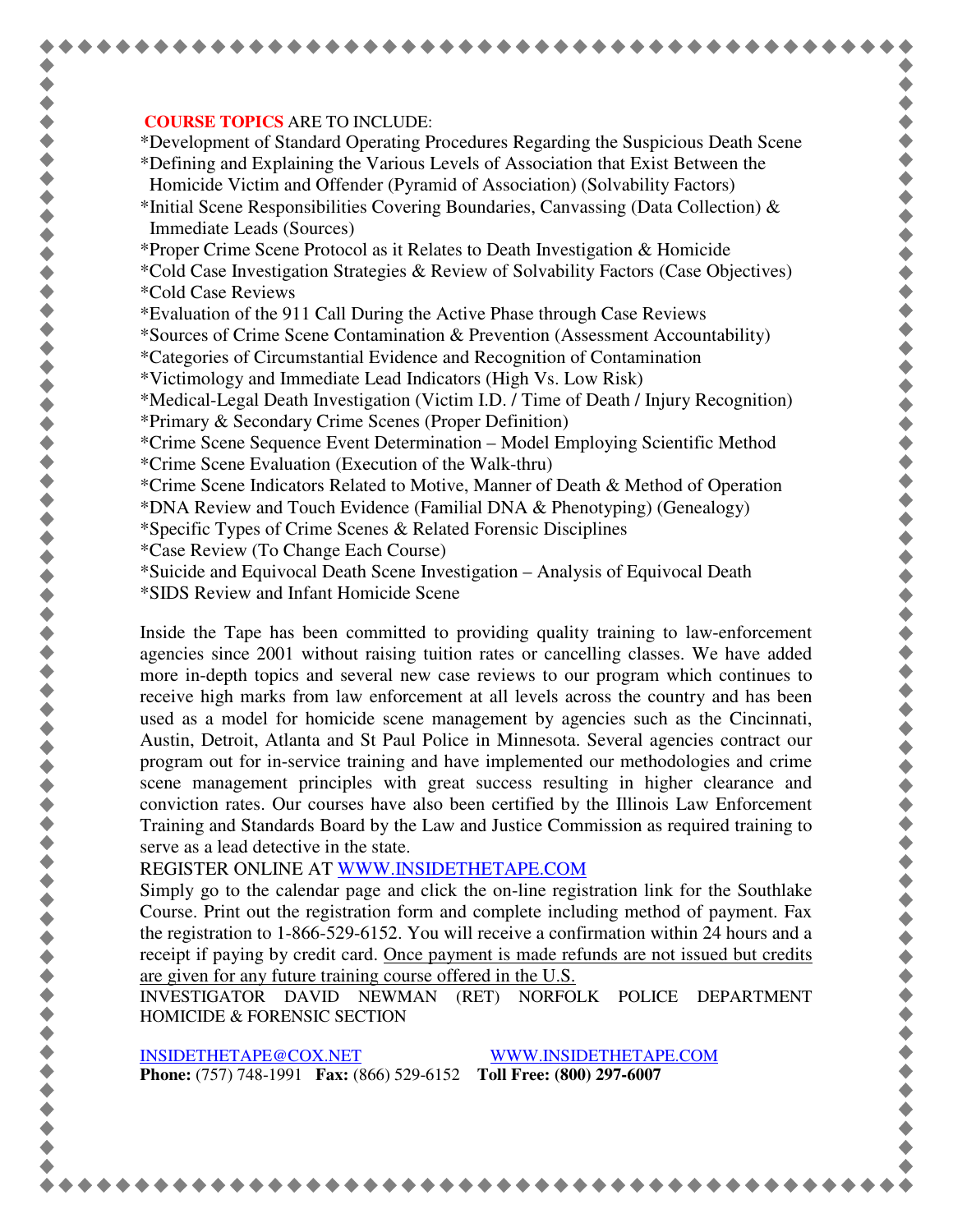**COURSE TOPICS** ARE TO INCLUDE:

*Development of Standard Operating Procedures Regarding the Suspicious Death Scene
*Defining and Explaining the Various Levels of Association that Exist Between the Homicide Victim and Offender (Pyramid of Association) (Solvability Factors)
*Initial Scene Responsibilities Covering Boundaries, Canvassing (Data Collection) & Immediate Leads (Sources)
*Proper Crime Scene Protocol as it Relates to Death Investigation & Homicide
*Cold Case Investigation Strategies & Review of Solvability Factors (Case Objectives)
*Cold Case Reviews
*Evaluation of the 911 Call During the Active Phase through Case Reviews
*Sources of Crime Scene Contamination & Prevention (Assessment Accountability)
*Categories of Circumstantial Evidence and Recognition of Contamination
*Victimology and Immediate Lead Indicators (High Vs. Low Risk)
*Medical-Legal Death Investigation (Victim I.D. / Time of Death / Injury Recognition)
*Primary & Secondary Crime Scenes (Proper Definition)
*Crime Scene Sequence Event Determination – Model Employing Scientific Method
*Crime Scene Evaluation (Execution of the Walk-thru)
*Crime Scene Indicators Related to Motive, Manner of Death & Method of Operation
*DNA Review and Touch Evidence (Familial DNA & Phenotyping) (Genealogy)
*Specific Types of Crime Scenes & Related Forensic Disciplines
*Case Review (To Change Each Course)
*Suicide and Equivocal Death Scene Investigation – Analysis of Equivocal Death
*SIDS Review and Infant Homicide Scene

Inside the Tape has been committed to providing quality training to law-enforcement agencies since 2001 without raising tuition rates or cancelling classes. We have added more in-depth topics and several new case reviews to our program which continues to receive high marks from law enforcement at all levels across the country and has been used as a model for homicide scene management by agencies such as the Cincinnati, Austin, Detroit, Atlanta and St Paul Police in Minnesota. Several agencies contract our program out for in-service training and have implemented our methodologies and crime scene management principles with great success resulting in higher clearance and conviction rates. Our courses have also been certified by the Illinois Law Enforcement Training and Standards Board by the Law and Justice Commission as required training to serve as a lead detective in the state.

REGISTER ONLINE AT WWW.INSIDETHETAPE.COM

Simply go to the calendar page and click the on-line registration link for the Southlake Course. Print out the registration form and complete including method of payment. Fax the registration to 1-866-529-6152. You will receive a confirmation within 24 hours and a receipt if paying by credit card. Once payment is made refunds are not issued but credits are given for any future training course offered in the U.S.

INVESTIGATOR DAVID NEWMAN (RET) NORFOLK POLICE DEPARTMENT HOMICIDE & FORENSIC SECTION

INSIDETHETAPE@COX.NET WWW.INSIDETHETAPE.COM

**Phone:** (757) 748-1991 **Fax:** (866) 529-6152 **Toll Free: (800) 297-6007**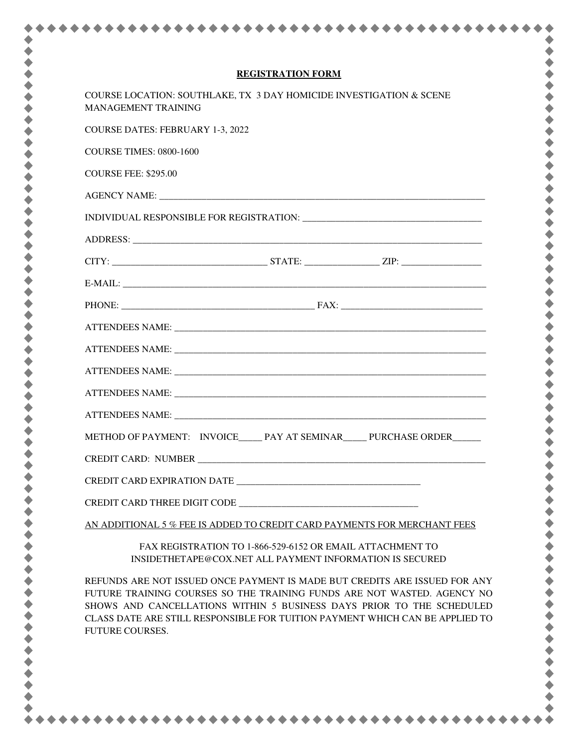**REGISTRATION FORM**

COURSE LOCATION: SOUTHLAKE, TX 3 DAY HOMICIDE INVESTIGATION & SCENE MANAGEMENT TRAINING

COURSE DATES: FEBRUARY 1-3, 2022

COURSE TIMES: 0800-1600

COURSE FEE: $295.00

AGENCY NAME: ______________________________________________________________________

INDIVIDUAL RESPONSIBLE FOR REGISTRATION: ______________________________________

ADDRESS: __________________________________________________________________________

CITY: ________________________________ STATE: _______________ ZIP: ________________

E-MAIL: ____________________________________________________________________________

PHONE: ________________________________________ FAX: _____________________________

ATTENDEES NAME: ____________________________________________________________________

ATTENDEES NAME: ____________________________________________________________________

ATTENDEES NAME: ____________________________________________________________________

ATTENDEES NAME: ____________________________________________________________________

ATTENDEES NAME: ____________________________________________________________________

METHOD OF PAYMENT: INVOICE_____ PAY AT SEMINAR_____ PURCHASE ORDER______

CREDIT CARD: NUMBER _______________________________________________________________

CREDIT CARD EXPIRATION DATE _______________________________________

CREDIT CARD THREE DIGIT CODE ______________________________________

AN ADDITIONAL 5 % FEE IS ADDED TO CREDIT CARD PAYMENTS FOR MERCHANT FEES

FAX REGISTRATION TO 1-866-529-6152 OR EMAIL ATTACHMENT TO INSIDETHETAPE@COX.NET ALL PAYMENT INFORMATION IS SECURED

REFUNDS ARE NOT ISSUED ONCE PAYMENT IS MADE BUT CREDITS ARE ISSUED FOR ANY FUTURE TRAINING COURSES SO THE TRAINING FUNDS ARE NOT WASTED. AGENCY NO SHOWS AND CANCELLATIONS WITHIN 5 BUSINESS DAYS PRIOR TO THE SCHEDULED CLASS DATE ARE STILL RESPONSIBLE FOR TUITION PAYMENT WHICH CAN BE APPLIED TO FUTURE COURSES.